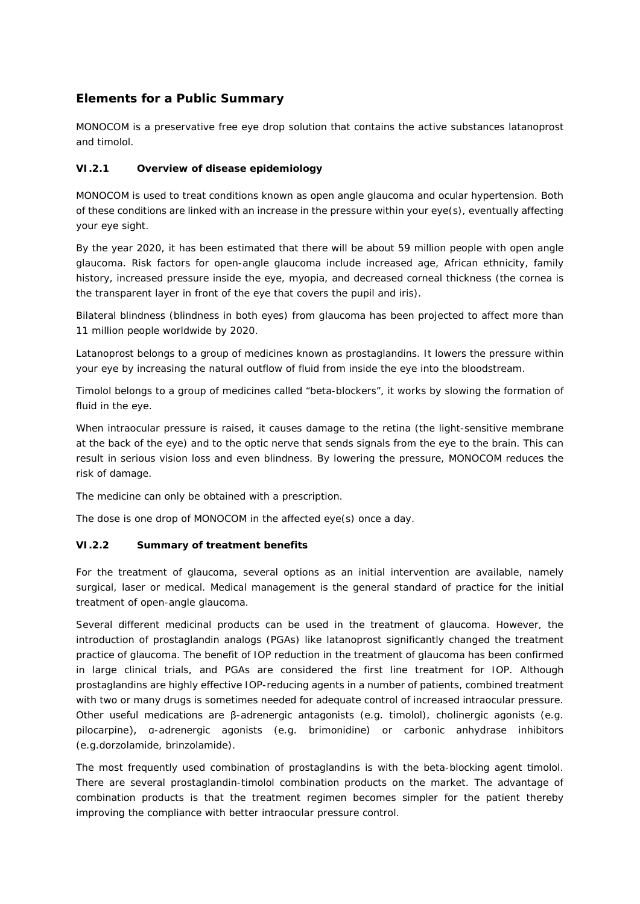## Elements for a Public Summary

MONOCOM is a preservative free eye drop solution that contains the active substances latanoprost and timolol.

### VI.2.1 Overview of disease epidemiology

MONOCOM is used to treat conditions known as open angle glaucoma and ocular hypertension. Both of these conditions are linked with an increase in the pressure within your eye(s), eventually affecting your eye sight.

By the year 2020, it has been estimated that there will be about 59 million people with open angle glaucoma. Risk factors for open-angle glaucoma include increased age, African ethnicity, family history, increased pressure inside the eye, myopia, and decreased corneal thickness (the cornea is the transparent layer in front of the eye that covers the pupil and iris).

Bilateral blindness (blindness in both eyes) from glaucoma has been projected to affect more than 11 million people worldwide by 2020.

Latanoprost belongs to a group of medicines known as prostaglandins. It lowers the pressure within your eye by increasing the natural outflow of fluid from inside the eye into the bloodstream.

Timolol belongs to a group of medicines called "beta-blockers", it works by slowing the formation of fluid in the eye.

When intraocular pressure is raised, it causes damage to the retina (the light-sensitive membrane at the back of the eye) and to the optic nerve that sends signals from the eye to the brain. This can result in serious vision loss and even blindness. By lowering the pressure, MONOCOM reduces the risk of damage.

The medicine can only be obtained with a prescription.

The dose is one drop of MONOCOM in the affected eye(s) once a day.

### VI.2.2 Summary of treatment benefits

For the treatment of glaucoma, several options as an initial intervention are available, namely surgical, laser or medical. Medical management is the general standard of practice for the initial treatment of open-angle glaucoma.

Several different medicinal products can be used in the treatment of glaucoma. However, the introduction of prostaglandin analogs (PGAs) like latanoprost significantly changed the treatment practice of glaucoma. The benefit of IOP reduction in the treatment of glaucoma has been confirmed in large clinical trials, and PGAs are considered the first line treatment for IOP. Although prostaglandins are highly effective IOP-reducing agents in a number of patients, combined treatment with two or many drugs is sometimes needed for adequate control of increased intraocular pressure. Other useful medications are β-adrenergic antagonists (e.g. timolol), cholinergic agonists (e.g. pilocarpine), α-adrenergic agonists (e.g. brimonidine) or carbonic anhydrase inhibitors (e.g.dorzolamide, brinzolamide).

The most frequently used combination of prostaglandins is with the beta-blocking agent timolol. There are several prostaglandin-timolol combination products on the market. The advantage of combination products is that the treatment regimen becomes simpler for the patient thereby improving the compliance with better intraocular pressure control.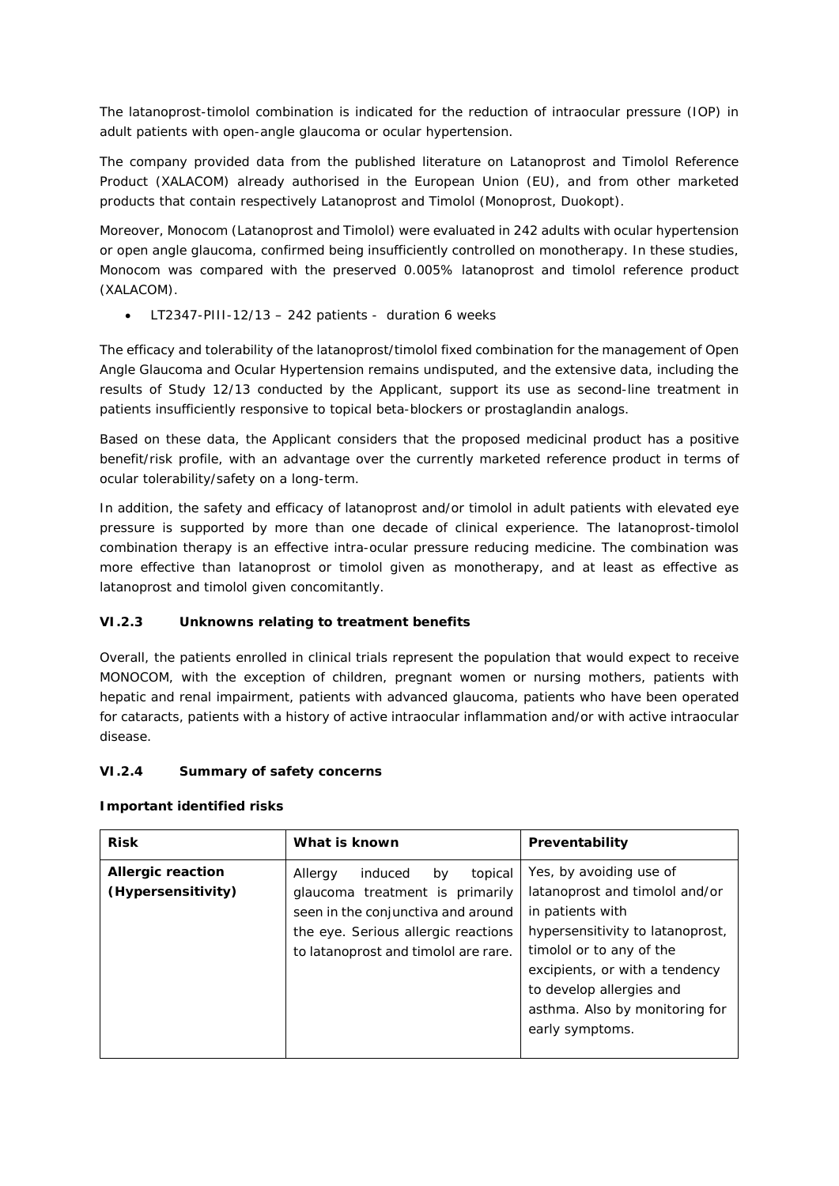The latanoprost-timolol combination is indicated for the reduction of intraocular pressure (IOP) in adult patients with open-angle glaucoma or ocular hypertension.

The company provided data from the published literature on Latanoprost and Timolol Reference Product (XALACOM) already authorised in the European Union (EU), and from other marketed products that contain respectively Latanoprost and Timolol (Monoprost, Duokopt).

Moreover, Monocom (Latanoprost and Timolol) were evaluated in 242 adults with ocular hypertension or open angle glaucoma, confirmed being insufficiently controlled on monotherapy. In these studies, Monocom was compared with the preserved 0.005% latanoprost and timolol reference product (XALACOM).

- LT2347-PIII-12/13 – 242 patients - duration 6 weeks

The efficacy and tolerability of the latanoprost/timolol fixed combination for the management of Open Angle Glaucoma and Ocular Hypertension remains undisputed, and the extensive data, including the results of Study 12/13 conducted by the Applicant, support its use as second-line treatment in patients insufficiently responsive to topical beta-blockers or prostaglandin analogs.

Based on these data, the Applicant considers that the proposed medicinal product has a positive benefit/risk profile, with an advantage over the currently marketed reference product in terms of ocular tolerability/safety on a long-term.

In addition, the safety and efficacy of latanoprost and/or timolol in adult patients with elevated eye pressure is supported by more than one decade of clinical experience. The latanoprost-timolol combination therapy is an effective intra-ocular pressure reducing medicine. The combination was more effective than latanoprost or timolol given as monotherapy, and at least as effective as latanoprost and timolol given concomitantly.

### VI.2.3 Unknowns relating to treatment benefits

Overall, the patients enrolled in clinical trials represent the population that would expect to receive MONOCOM, with the exception of children, pregnant women or nursing mothers, patients with hepatic and renal impairment, patients with advanced glaucoma, patients who have been operated for cataracts, patients with a history of active intraocular inflammation and/or with active intraocular disease.

### VI.2.4 Summary of safety concerns

**Important identified risks**

| Risk | What is known | Preventability |
|---|---|---|
| **Allergic reaction (Hypersensitivity)** | Allergy induced by topical glaucoma treatment is primarily seen in the conjunctiva and around the eye. Serious allergic reactions to latanoprost and timolol are rare. | Yes, by avoiding use of latanoprost and timolol and/or in patients with hypersensitivity to latanoprost, timolol or to any of the excipients, or with a tendency to develop allergies and asthma. Also by monitoring for early symptoms. |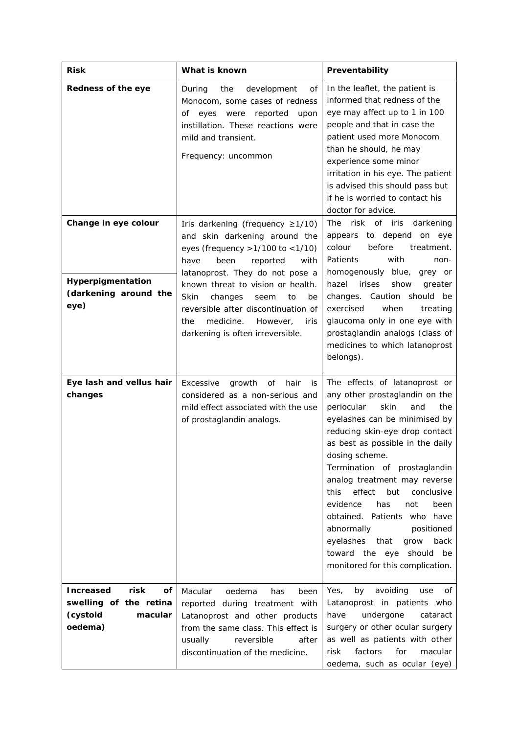| Risk | What is known | Preventability |
|---|---|---|
| **Redness of the eye** | During the development of Monocom, some cases of redness of eyes were reported upon instillation. These reactions were mild and transient.<br><br>Frequency: uncommon | In the leaflet, the patient is informed that redness of the eye may affect up to 1 in 100 people and that in case the patient used more Monocom than he should, he may experience some minor irritation in his eye. The patient is advised this should pass but if he is worried to contact his doctor for advice. |
| **Change in eye colour**<br><br>**Hyperpigmentation (darkening around the eye)** | Iris darkening (frequency ≥1/10) and skin darkening around the eyes (frequency >1/100 to <1/10) have been reported with latanoprost. They do not pose a known threat to vision or health. Skin changes seem to be reversible after discontinuation of the medicine. However, iris darkening is often irreversible. | The risk of iris darkening appears to depend on eye colour before treatment. Patients with non-homogenously blue, grey or hazel irises show greater changes. Caution should be exercised when treating glaucoma only in one eye with prostaglandin analogs (class of medicines to which latanoprost belongs). |
| **Eye lash and vellus hair changes** | Excessive growth of hair is considered as a non-serious and mild effect associated with the use of prostaglandin analogs. | The effects of latanoprost or any other prostaglandin on the periocular skin and the eyelashes can be minimised by reducing skin-eye drop contact as best as possible in the daily dosing scheme.<br>Termination of prostaglandin analog treatment may reverse this effect but conclusive evidence has not been obtained. Patients who have abnormally positioned eyelashes that grow back toward the eye should be monitored for this complication. |
| **Increased risk of swelling of the retina (cystoid macular oedema)** | Macular oedema has been reported during treatment with Latanoprost and other products from the same class. This effect is usually reversible after discontinuation of the medicine. | Yes, by avoiding use of Latanoprost in patients who have undergone cataract surgery or other ocular surgery as well as patients with other risk factors for macular oedema, such as ocular (eye) |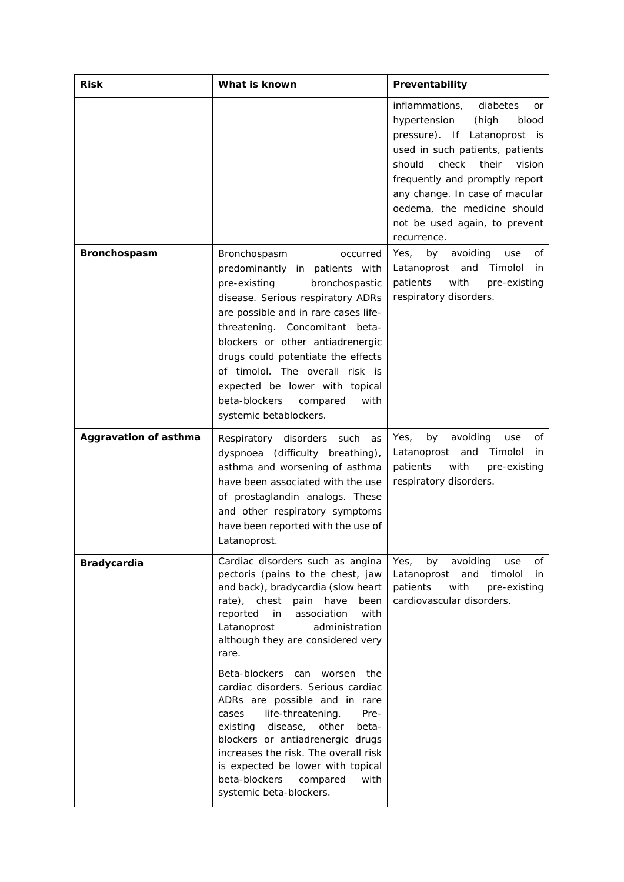| Risk | What is known | Preventability |
|---|---|---|
| | | inflammations, diabetes or hypertension (high blood pressure). If Latanoprost is used in such patients, patients should check their vision frequently and promptly report any change. In case of macular oedema, the medicine should not be used again, to prevent recurrence. |
| **Bronchospasm** | Bronchospasm occurred predominantly in patients with pre-existing bronchospastic disease. Serious respiratory ADRs are possible and in rare cases life-threatening. Concomitant beta-blockers or other antiadrenergic drugs could potentiate the effects of timolol. The overall risk is expected be lower with topical beta-blockers compared with systemic betablockers. | Yes, by avoiding use of Latanoprost and Timolol in patients with pre-existing respiratory disorders. |
| **Aggravation of asthma** | Respiratory disorders such as dyspnoea (difficulty breathing), asthma and worsening of asthma have been associated with the use of prostaglandin analogs. These and other respiratory symptoms have been reported with the use of Latanoprost. | Yes, by avoiding use of Latanoprost and Timolol in patients with pre-existing respiratory disorders. |
| **Bradycardia** | Cardiac disorders such as angina pectoris (pains to the chest, jaw and back), bradycardia (slow heart rate), chest pain have been reported in association with Latanoprost administration although they are considered very rare.<br><br>Beta-blockers can worsen the cardiac disorders. Serious cardiac ADRs are possible and in rare cases life-threatening. Pre-existing disease, other beta-blockers or antiadrenergic drugs increases the risk. The overall risk is expected be lower with topical beta-blockers compared with systemic beta-blockers. | Yes, by avoiding use of Latanoprost and timolol in patients with pre-existing cardiovascular disorders. |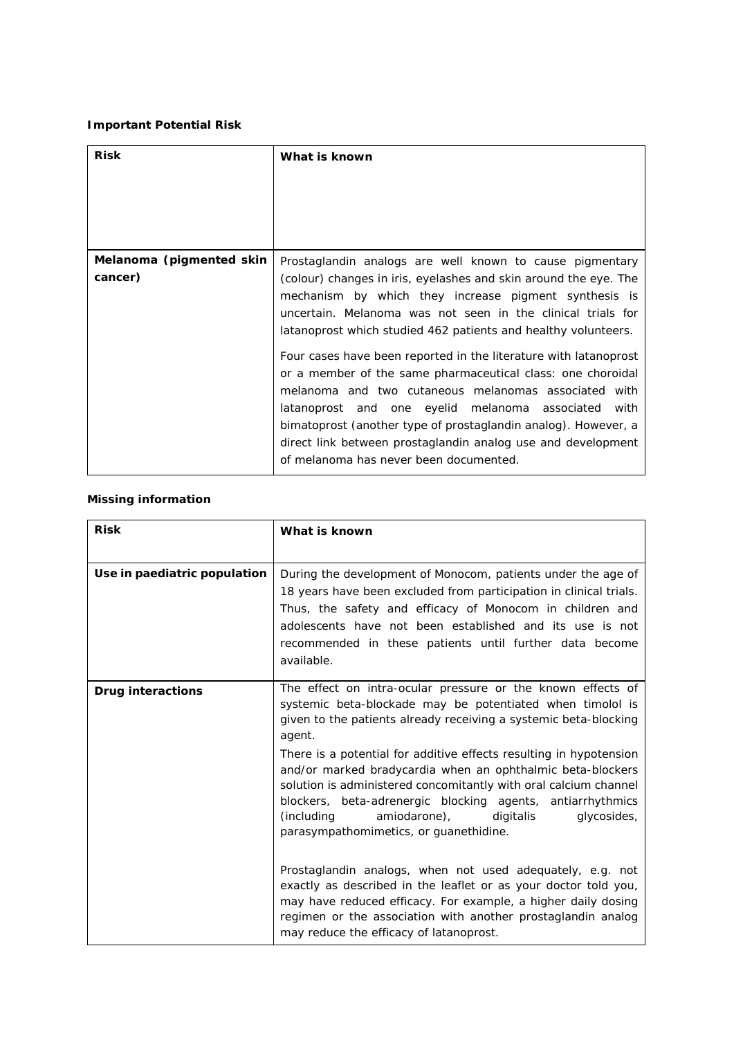**Important Potential Risk**

| Risk | What is known |
|---|---|
| **Melanoma (pigmented skin cancer)** | Prostaglandin analogs are well known to cause pigmentary (colour) changes in iris, eyelashes and skin around the eye. The mechanism by which they increase pigment synthesis is uncertain. Melanoma was not seen in the clinical trials for latanoprost which studied 462 patients and healthy volunteers.<br><br>Four cases have been reported in the literature with latanoprost or a member of the same pharmaceutical class: one choroidal melanoma and two cutaneous melanomas associated with latanoprost and one eyelid melanoma associated with bimatoprost (another type of prostaglandin analog). However, a direct link between prostaglandin analog use and development of melanoma has never been documented. |

**Missing information**

| Risk | What is known |
|---|---|
| **Use in paediatric population** | During the development of Monocom, patients under the age of 18 years have been excluded from participation in clinical trials. Thus, the safety and efficacy of Monocom in children and adolescents have not been established and its use is not recommended in these patients until further data become available. |
| **Drug interactions** | The effect on intra-ocular pressure or the known effects of systemic beta-blockade may be potentiated when timolol is given to the patients already receiving a systemic beta-blocking agent.<br><br>There is a potential for additive effects resulting in hypotension and/or marked bradycardia when an ophthalmic beta-blockers solution is administered concomitantly with oral calcium channel blockers, beta-adrenergic blocking agents, antiarrhythmics (including amiodarone), digitalis glycosides, parasympathomimetics, or guanethidine.<br><br>Prostaglandin analogs, when not used adequately, e.g. not exactly as described in the leaflet or as your doctor told you, may have reduced efficacy. For example, a higher daily dosing regimen or the association with another prostaglandin analog may reduce the efficacy of latanoprost. |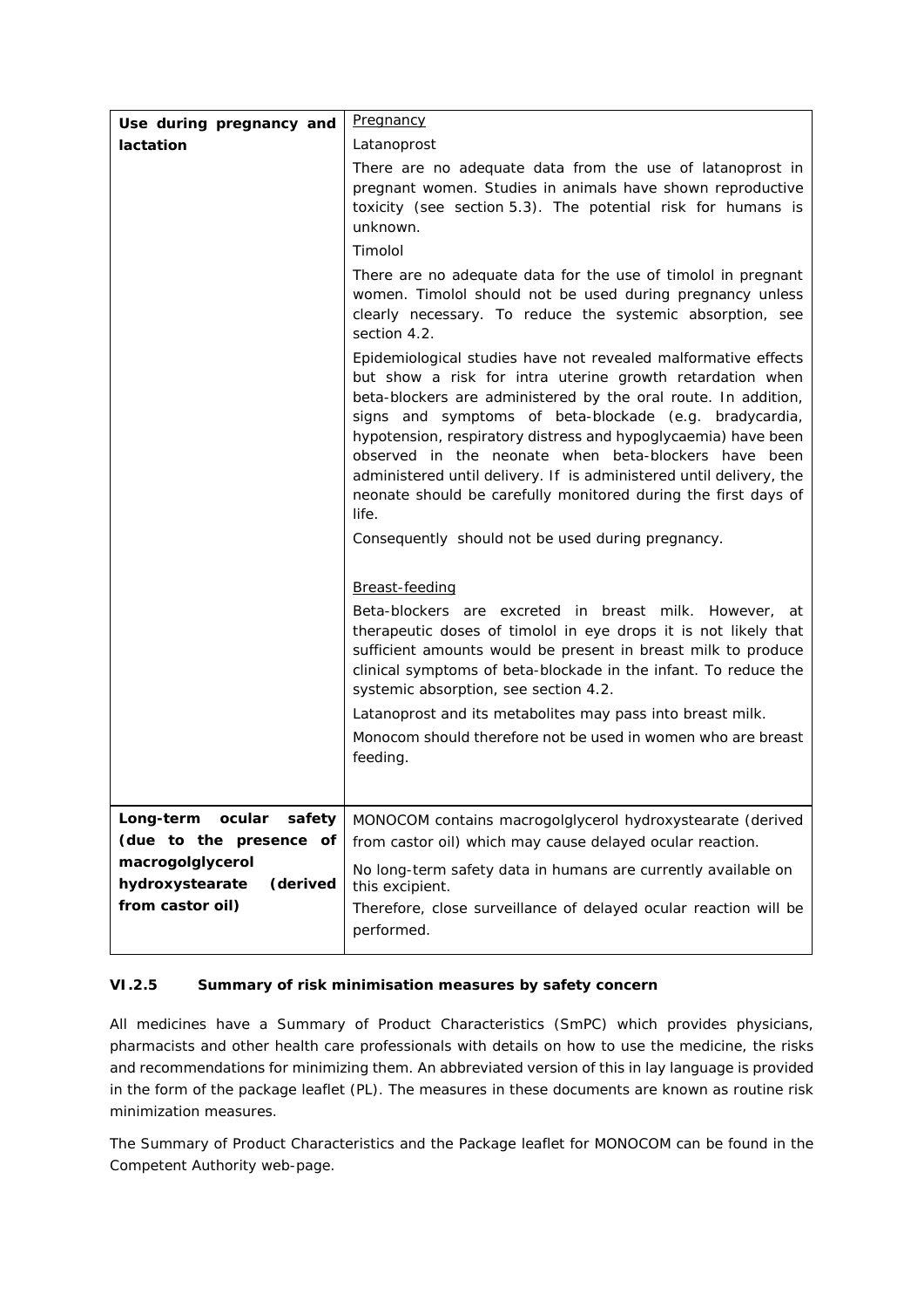| Use during pregnancy and lactation | Pregnancy<br><br>Latanoprost<br><br>There are no adequate data from the use of latanoprost in pregnant women. Studies in animals have shown reproductive toxicity (see section 5.3). The potential risk for humans is unknown.<br><br>Timolol<br><br>There are no adequate data for the use of timolol in pregnant women. Timolol should not be used during pregnancy unless clearly necessary. To reduce the systemic absorption, see section 4.2.<br><br>Epidemiological studies have not revealed malformative effects but show a risk for intra uterine growth retardation when beta-blockers are administered by the oral route. In addition, signs and symptoms of beta-blockade (e.g. bradycardia, hypotension, respiratory distress and hypoglycaemia) have been observed in the neonate when beta-blockers have been administered until delivery. If is administered until delivery, the neonate should be carefully monitored during the first days of life.<br><br>Consequently should not be used during pregnancy.<br><br>Breast-feeding<br><br>Beta-blockers are excreted in breast milk. However, at therapeutic doses of timolol in eye drops it is not likely that sufficient amounts would be present in breast milk to produce clinical symptoms of beta-blockade in the infant. To reduce the systemic absorption, see section 4.2.<br><br>Latanoprost and its metabolites may pass into breast milk.<br><br>Monocom should therefore not be used in women who are breast feeding. |
|---|---|
| **Long-term ocular safety (due to the presence of macrogolglycerol hydroxystearate (derived from castor oil)** | MONOCOM contains macrogolglycerol hydroxystearate (derived from castor oil) which may cause delayed ocular reaction.<br><br>No long-term safety data in humans are currently available on this excipient.<br><br>Therefore, close surveillance of delayed ocular reaction will be performed. |

### VI.2.5 Summary of risk minimisation measures by safety concern

All medicines have a Summary of Product Characteristics (SmPC) which provides physicians, pharmacists and other health care professionals with details on how to use the medicine, the risks and recommendations for minimizing them. An abbreviated version of this in lay language is provided in the form of the package leaflet (PL). The measures in these documents are known as routine risk minimization measures.

The Summary of Product Characteristics and the Package leaflet for MONOCOM can be found in the Competent Authority web-page.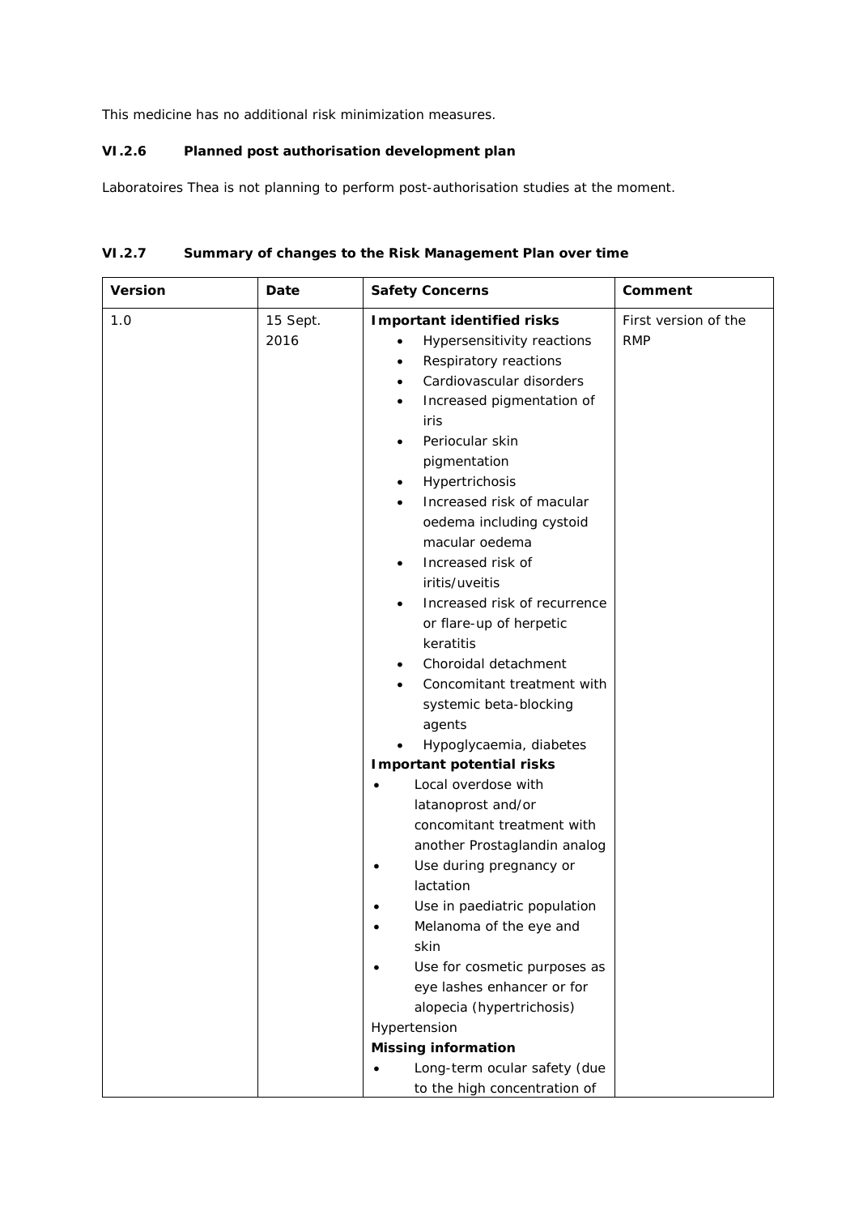This medicine has no additional risk minimization measures.

### VI.2.6 Planned post authorisation development plan

Laboratoires Thea is not planning to perform post-authorisation studies at the moment.

### VI.2.7 Summary of changes to the Risk Management Plan over time

| Version | Date | Safety Concerns | Comment |
|---|---|---|---|
| 1.0 | 15 Sept. 2016 | **Important identified risks**<br>• Hypersensitivity reactions<br>• Respiratory reactions<br>• Cardiovascular disorders<br>• Increased pigmentation of iris<br>• Periocular skin pigmentation<br>• Hypertrichosis<br>• Increased risk of macular oedema including cystoid macular oedema<br>• Increased risk of iritis/uveitis<br>• Increased risk of recurrence or flare-up of herpetic keratitis<br>• Choroidal detachment<br>• Concomitant treatment with systemic beta-blocking agents<br>• Hypoglycaemia, diabetes<br>**Important potential risks**<br>• Local overdose with latanoprost and/or concomitant treatment with another Prostaglandin analog<br>• Use during pregnancy or lactation<br>• Use in paediatric population<br>• Melanoma of the eye and skin<br>• Use for cosmetic purposes as eye lashes enhancer or for alopecia (hypertrichosis)<br>Hypertension<br>**Missing information**<br>• Long-term ocular safety (due to the high concentration of | First version of the RMP |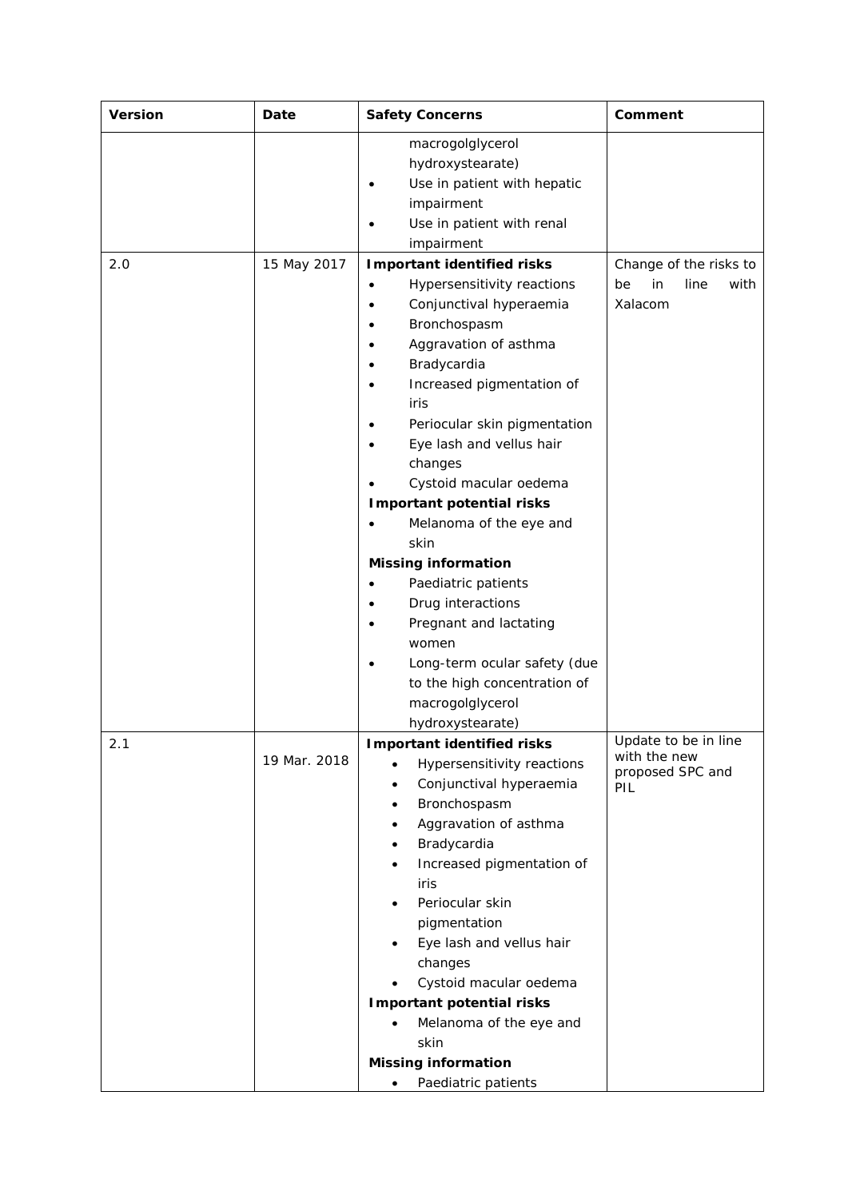| Version | Date | Safety Concerns | Comment |
|---|---|---|---|
| | | macrogolglycerol hydroxystearate)<br>• Use in patient with hepatic impairment<br>• Use in patient with renal impairment | |
| 2.0 | 15 May 2017 | **Important identified risks**<br>• Hypersensitivity reactions<br>• Conjunctival hyperaemia<br>• Bronchospasm<br>• Aggravation of asthma<br>• Bradycardia<br>• Increased pigmentation of iris<br>• Periocular skin pigmentation<br>• Eye lash and vellus hair changes<br>• Cystoid macular oedema<br>**Important potential risks**<br>• Melanoma of the eye and skin<br>**Missing information**<br>• Paediatric patients<br>• Drug interactions<br>• Pregnant and lactating women<br>• Long-term ocular safety (due to the high concentration of macrogolglycerol hydroxystearate) | Change of the risks to be in line with Xalacom |
| 2.1 | 19 Mar. 2018 | **Important identified risks**<br>• Hypersensitivity reactions<br>• Conjunctival hyperaemia<br>• Bronchospasm<br>• Aggravation of asthma<br>• Bradycardia<br>• Increased pigmentation of iris<br>• Periocular skin pigmentation<br>• Eye lash and vellus hair changes<br>• Cystoid macular oedema<br>**Important potential risks**<br>• Melanoma of the eye and skin<br>**Missing information**<br>• Paediatric patients | Update to be in line with the new proposed SPC and PIL |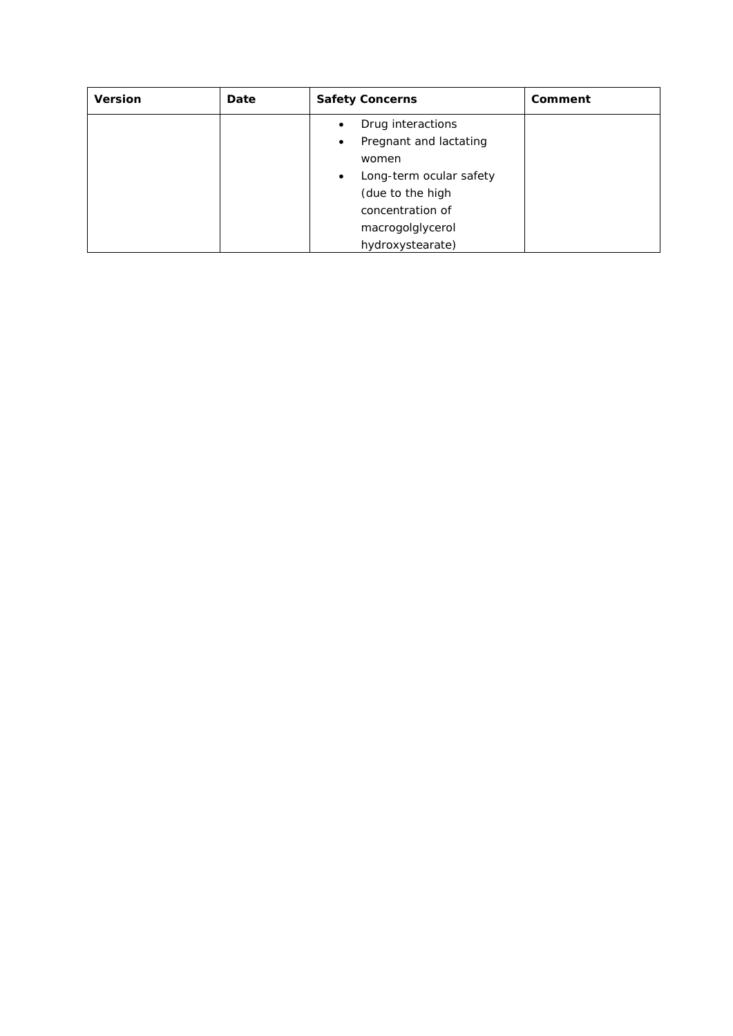| Version | Date | Safety Concerns | Comment |
| --- | --- | --- | --- |
| | | • Drug interactions<br>• Pregnant and lactating women<br>• Long-term ocular safety (due to the high concentration of macrogolglycerol hydroxystearate) | |